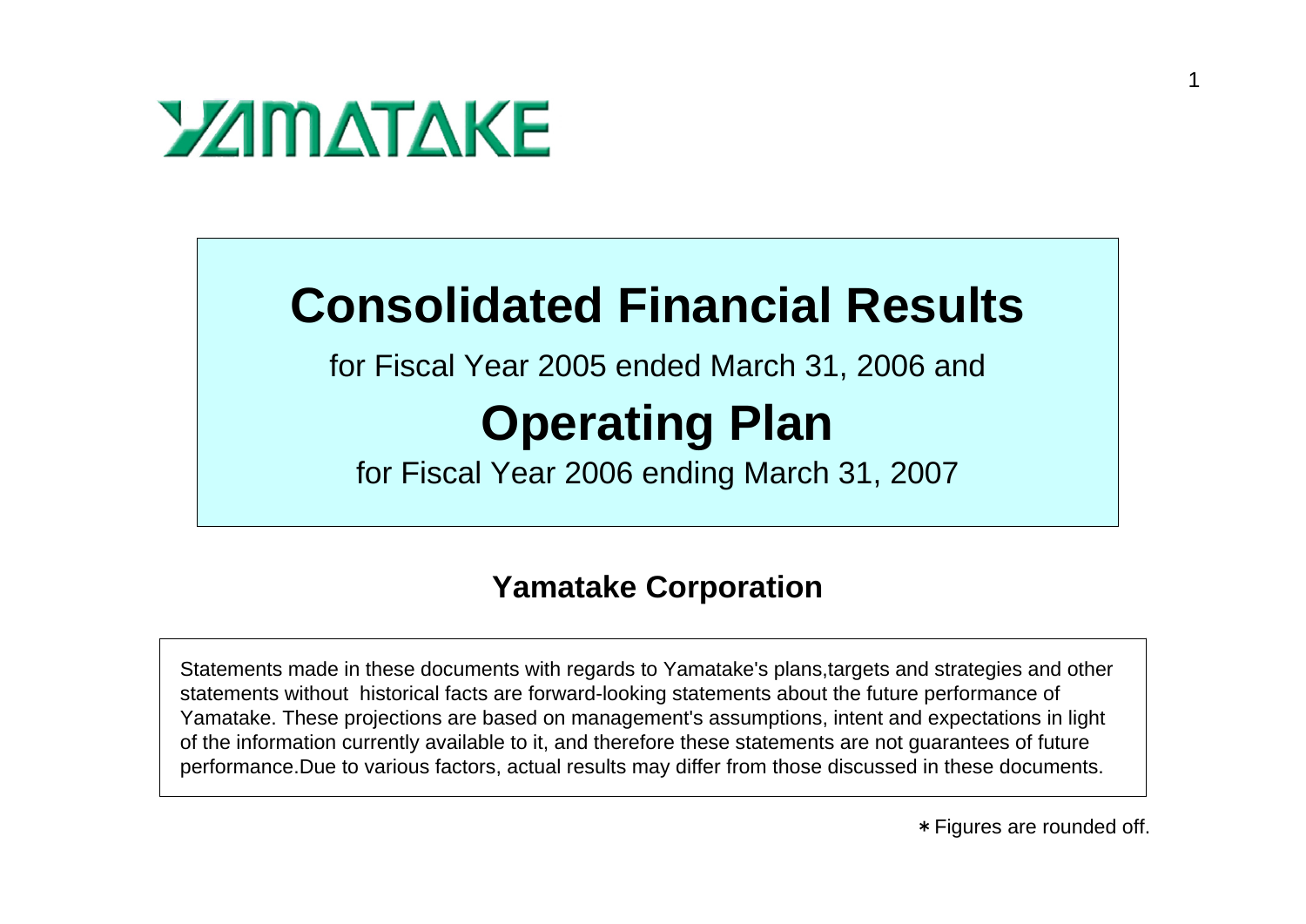YAMATAKE

# Consolidated Financial Results

for Fiscal Year 2005 ended March 31, 2006 and

# Operating Plan

for Fiscal Year 2006 ending March 31, 2007

**Yamatake Corporation**

Statements made in these documents with regards to Yamatake's plans,targets and strategies and other statements without historical facts are forward-looking statements about the future performance of Yamatake. These projections are based on management's assumptions, intent and expectations in light of the information currently available to it, and therefore these statements are not guarantees of future performance.Due to various factors, actual results may differ from those discussed in these documents.

＊Figures are rounded off.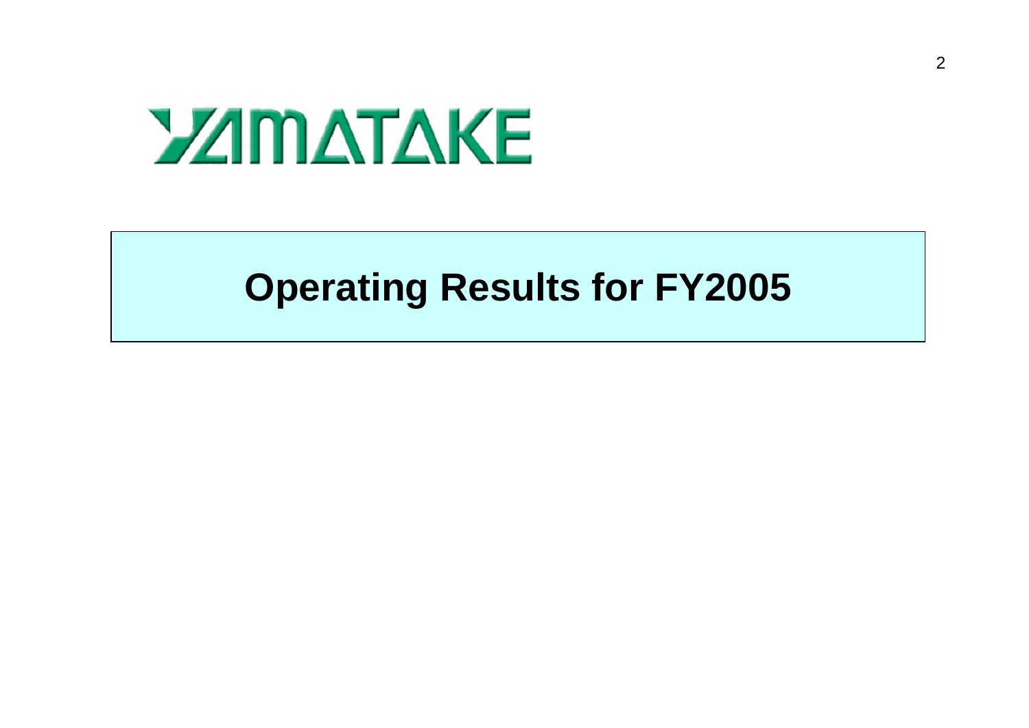YAMATAKE

# Operating Results for FY2005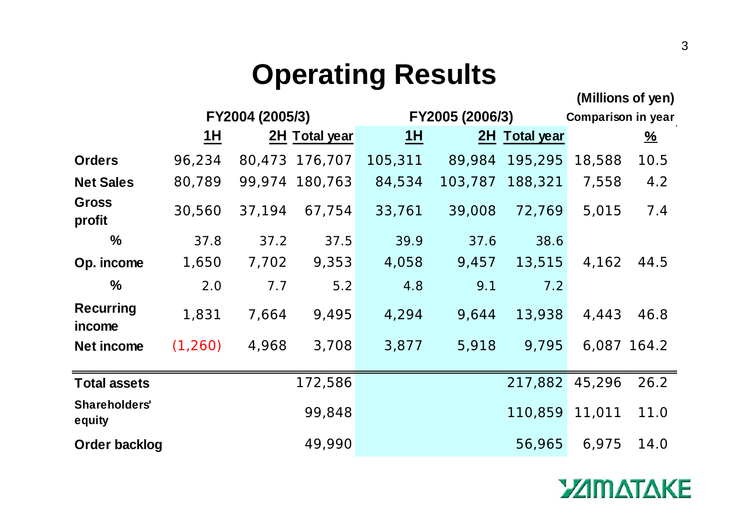# Operating Results

(Millions of yen)

| | FY2004 (2005/3) | | | FY2005 (2006/3) | | | Comparison in year | |
|---|---|---|---|---|---|---|---|---|
| | 1H | 2H | Total year | 1H | 2H | Total year | | % |
| **Orders** | 96,234 | 80,473 | 176,707 | 105,311 | 89,984 | 195,295 | 18,588 | 10.5 |
| **Net Sales** | 80,789 | 99,974 | 180,763 | 84,534 | 103,787 | 188,321 | 7,558 | 4.2 |
| **Gross profit** | 30,560 | 37,194 | 67,754 | 33,761 | 39,008 | 72,769 | 5,015 | 7.4 |
| **%** | 37.8 | 37.2 | 37.5 | 39.9 | 37.6 | 38.6 | | |
| **Op. income** | 1,650 | 7,702 | 9,353 | 4,058 | 9,457 | 13,515 | 4,162 | 44.5 |
| **%** | 2.0 | 7.7 | 5.2 | 4.8 | 9.1 | 7.2 | | |
| **Recurring income** | 1,831 | 7,664 | 9,495 | 4,294 | 9,644 | 13,938 | 4,443 | 46.8 |
| **Net income** | (1,260) | 4,968 | 3,708 | 3,877 | 5,918 | 9,795 | 6,087 | 164.2 |
| **Total assets** | | | 172,586 | | | 217,882 | 45,296 | 26.2 |
| **Shareholders' equity** | | | 99,848 | | | 110,859 | 11,011 | 11.0 |
| **Order backlog** | | | 49,990 | | | 56,965 | 6,975 | 14.0 |

YAMATAKE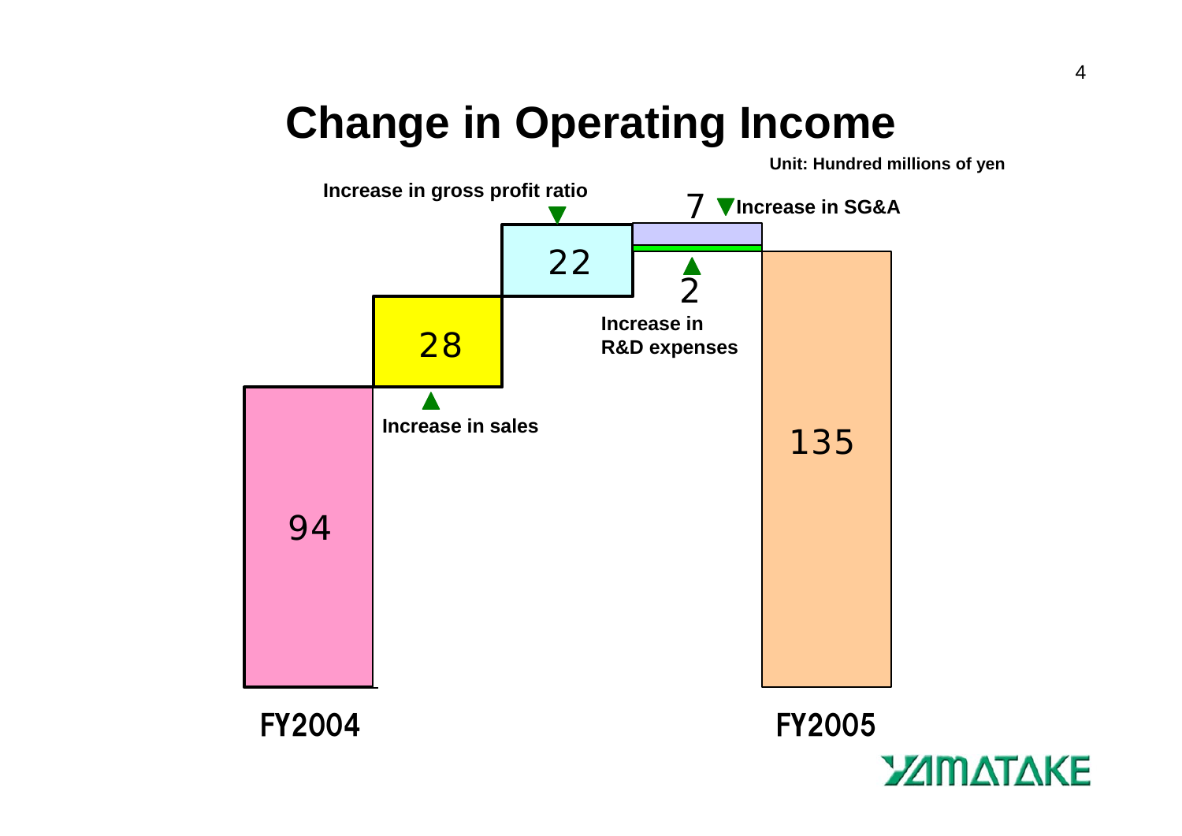# Change in Operating Income

Unit: Hundred millions of yen

| Item | Amount |
| --- | --- |
| FY2004 | 94 |
| ▲ Increase in sales | 28 |
| ▼ Increase in gross profit ratio | 22 |
| ▲ Increase in R&D expenses | 2 |
| ▼ Increase in SG&A | 7 |
| FY2005 | 135 |

YAMATAKE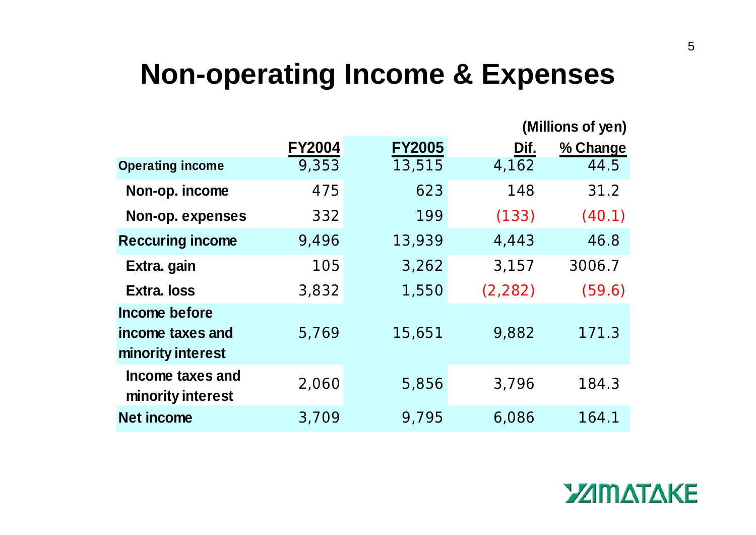# Non-operating Income & Expenses

(Millions of yen)

| | FY2004 | FY2005 | Dif. | % Change |
|---|---|---|---|---|
| Operating income | 9,353 | 13,515 | 4,162 | 44.5 |
| Non-op. income | 475 | 623 | 148 | 31.2 |
| Non-op. expenses | 332 | 199 | (133) | (40.1) |
| Reccuring income | 9,496 | 13,939 | 4,443 | 46.8 |
| Extra. gain | 105 | 3,262 | 3,157 | 3006.7 |
| Extra. loss | 3,832 | 1,550 | (2,282) | (59.6) |
| Income before income taxes and minority interest | 5,769 | 15,651 | 9,882 | 171.3 |
| Income taxes and minority interest | 2,060 | 5,856 | 3,796 | 184.3 |
| Net income | 3,709 | 9,795 | 6,086 | 164.1 |

YAMATAKE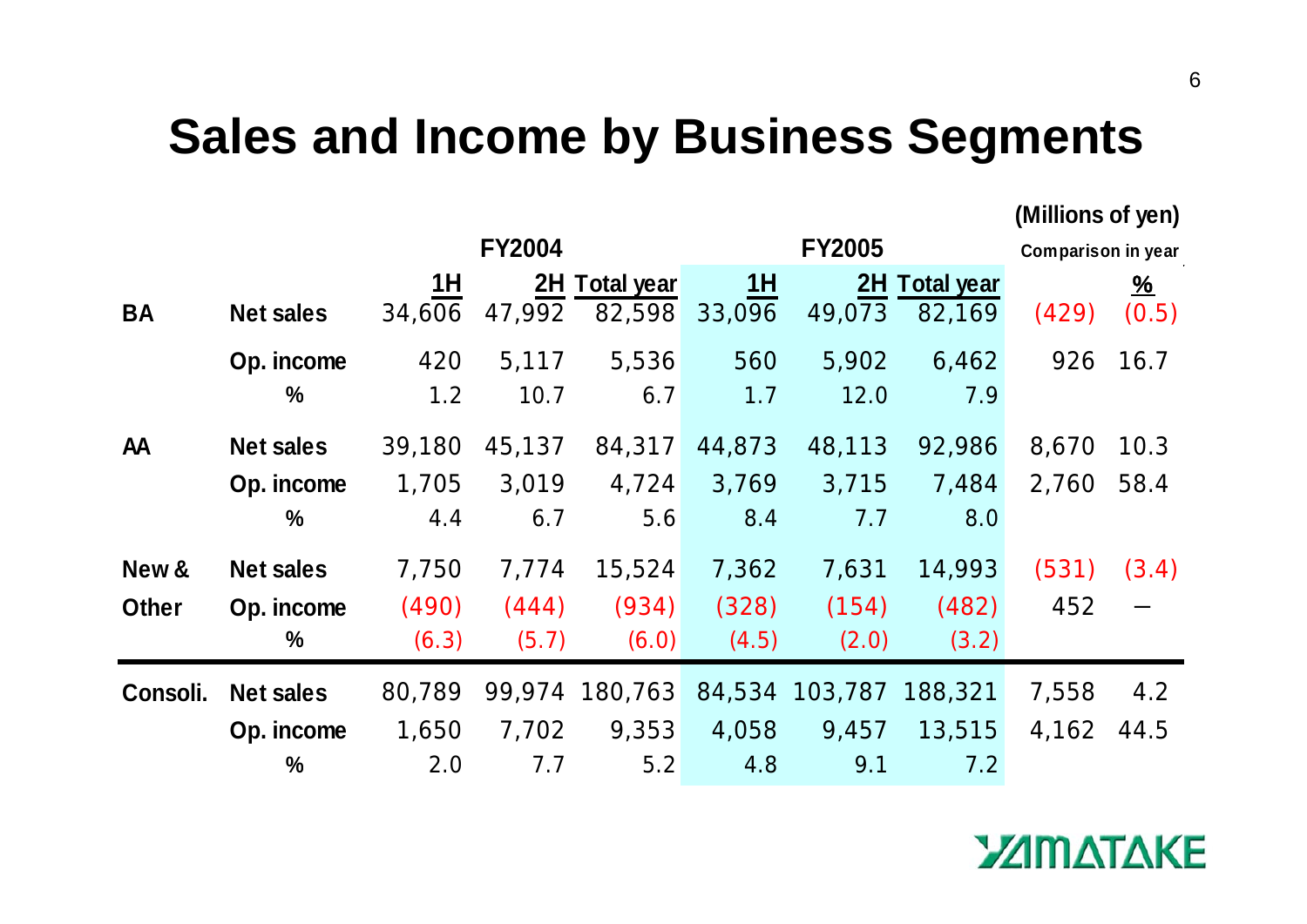# Sales and Income by Business Segments

(Millions of yen)

| | | FY2004 | | | FY2005 | | | Comparison in year | |
|---|---|---|---|---|---|---|---|---|---|
| | | 1H | 2H | Total year | 1H | 2H | Total year | | % |
| BA | Net sales | 34,606 | 47,992 | 82,598 | 33,096 | 49,073 | 82,169 | (429) | (0.5) |
| | Op. income | 420 | 5,117 | 5,536 | 560 | 5,902 | 6,462 | 926 | 16.7 |
| | % | 1.2 | 10.7 | 6.7 | 1.7 | 12.0 | 7.9 | | |
| AA | Net sales | 39,180 | 45,137 | 84,317 | 44,873 | 48,113 | 92,986 | 8,670 | 10.3 |
| | Op. income | 1,705 | 3,019 | 4,724 | 3,769 | 3,715 | 7,484 | 2,760 | 58.4 |
| | % | 4.4 | 6.7 | 5.6 | 8.4 | 7.7 | 8.0 | | |
| New & Other | Net sales | 7,750 | 7,774 | 15,524 | 7,362 | 7,631 | 14,993 | (531) | (3.4) |
| | Op. income | (490) | (444) | (934) | (328) | (154) | (482) | 452 | — |
| | % | (6.3) | (5.7) | (6.0) | (4.5) | (2.0) | (3.2) | | |
| Consoli. | Net sales | 80,789 | 99,974 | 180,763 | 84,534 | 103,787 | 188,321 | 7,558 | 4.2 |
| | Op. income | 1,650 | 7,702 | 9,353 | 4,058 | 9,457 | 13,515 | 4,162 | 44.5 |
| | % | 2.0 | 7.7 | 5.2 | 4.8 | 9.1 | 7.2 | | |

YAMATAKE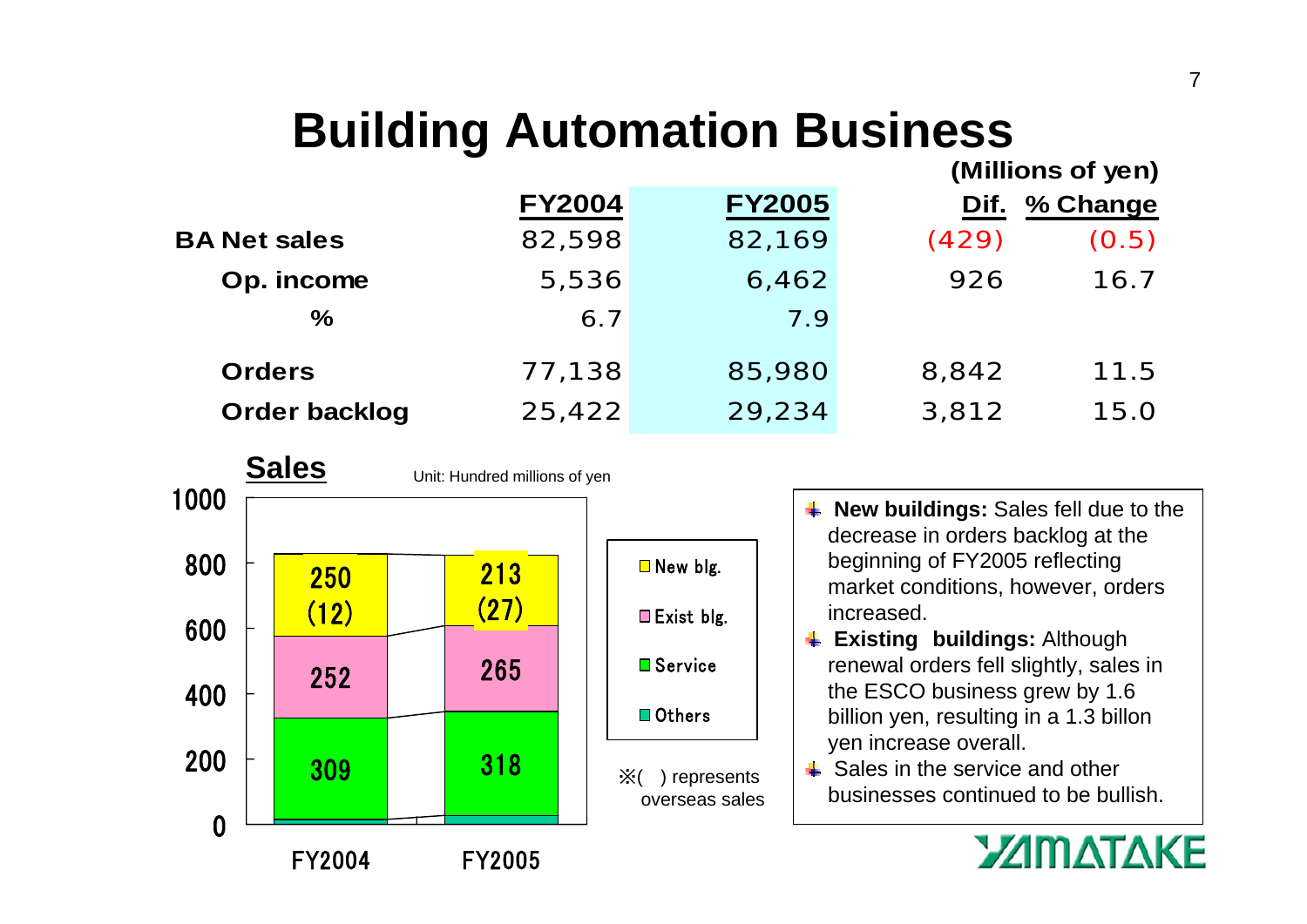# Building Automation Business

(Millions of yen)

| | FY2004 | FY2005 | Dif. | % Change |
|---|---|---|---|---|
| **BA Net sales** | 82,598 | 82,169 | (429) | (0.5) |
| **Op. income** | 5,536 | 6,462 | 926 | 16.7 |
| **%** | 6.7 | 7.9 | | |
| **Orders** | 77,138 | 85,980 | 8,842 | 11.5 |
| **Order backlog** | 25,422 | 29,234 | 3,812 | 15.0 |

## Sales

Unit: Hundred millions of yen

| | FY2004 | FY2005 |
|---|---|---|
| New blg. | 250 (12) | 213 (27) |
| Exist blg. | 252 | 265 |
| Service | 309 | 318 |
| Others | | |

※( ) represents overseas sales

- **New buildings:** Sales fell due to the decrease in orders backlog at the beginning of FY2005 reflecting market conditions, however, orders increased.
- **Existing buildings:** Although renewal orders fell slightly, sales in the ESCO business grew by 1.6 billion yen, resulting in a 1.3 billon yen increase overall.
- Sales in the service and other businesses continued to be bullish.

YAMATAKE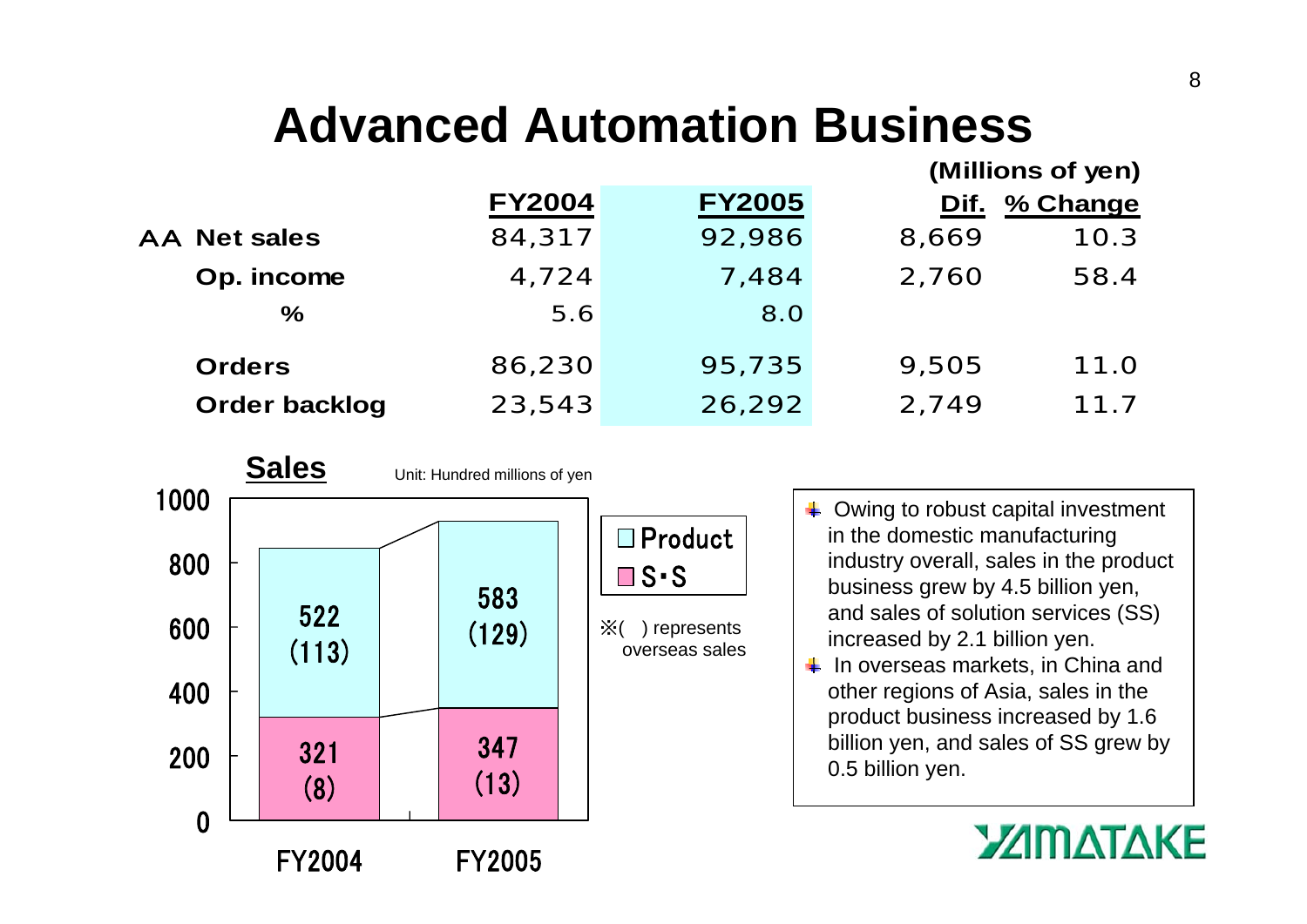# Advanced Automation Business

(Millions of yen)

| | FY2004 | FY2005 | Dif. | % Change |
|---|---|---|---|---|
| AA Net sales | 84,317 | 92,986 | 8,669 | 10.3 |
| Op. income | 4,724 | 7,484 | 2,760 | 58.4 |
| % | 5.6 | 8.0 | | |
| Orders | 86,230 | 95,735 | 9,505 | 11.0 |
| Order backlog | 23,543 | 26,292 | 2,749 | 11.7 |

**Sales**

Unit: Hundred millions of yen

| | FY2004 | FY2005 |
|---|---|---|
| Product | 522 (113) | 583 (129) |
| S・S | 321 (8) | 347 (13) |

※( ) represents overseas sales

- Owing to robust capital investment in the domestic manufacturing industry overall, sales in the product business grew by 4.5 billion yen, and sales of solution services (SS) increased by 2.1 billion yen.
- In overseas markets, in China and other regions of Asia, sales in the product business increased by 1.6 billion yen, and sales of SS grew by 0.5 billion yen.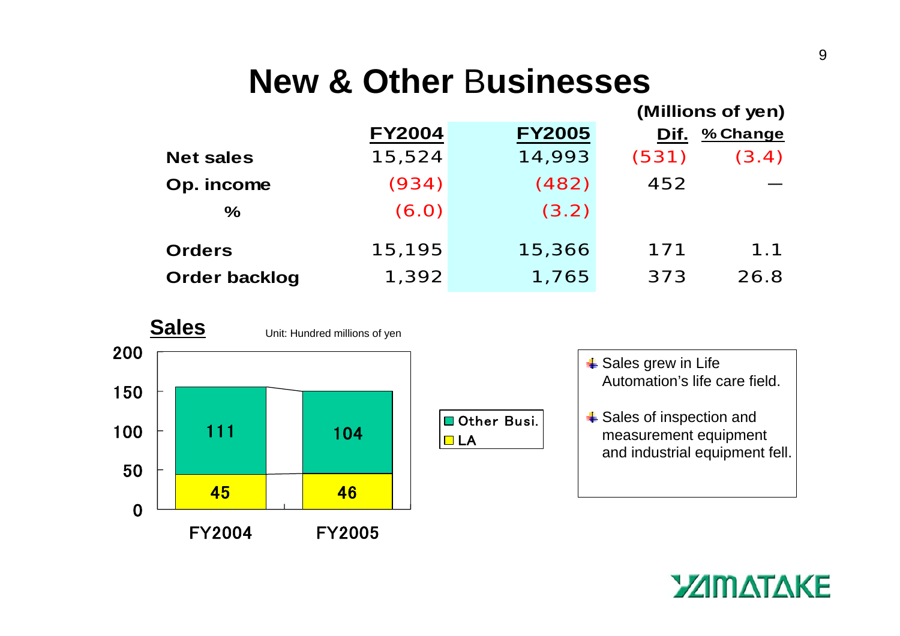# New & Other Businesses

(Millions of yen)

| | FY2004 | FY2005 | Dif. | % Change |
|---|---|---|---|---|
| Net sales | 15,524 | 14,993 | (531) | (3.4) |
| Op. income | (934) | (482) | 452 | — |
| % | (6.0) | (3.2) | | |
| Orders | 15,195 | 15,366 | 171 | 1.1 |
| Order backlog | 1,392 | 1,765 | 373 | 26.8 |

## Sales

Unit: Hundred millions of yen

| | FY2004 | FY2005 |
|---|---|---|
| Other Busi. | 111 | 104 |
| LA | 45 | 46 |

- Sales grew in Life Automation's life care field.
- Sales of inspection and measurement equipment and industrial equipment fell.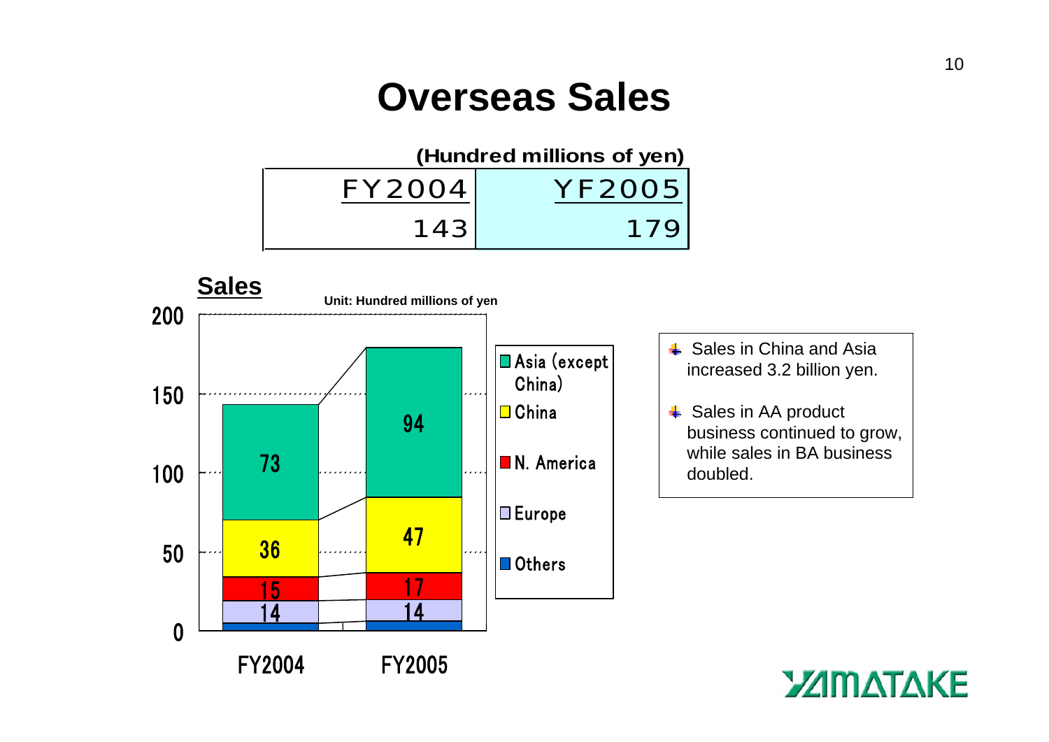# Overseas Sales

(Hundred millions of yen)

| FY2004 | YF2005 |
|---|---|
| 143 | 179 |

**Sales**

Unit: Hundred millions of yen

| | FY2004 | FY2005 |
|---|---|---|
| Asia (except China) | 73 | 94 |
| China | 36 | 47 |
| N. America | 15 | 17 |
| Europe | 14 | 14 |
| Others | | |

- Sales in China and Asia increased 3.2 billion yen.
- Sales in AA product business continued to grow, while sales in BA business doubled.

YAMATAKE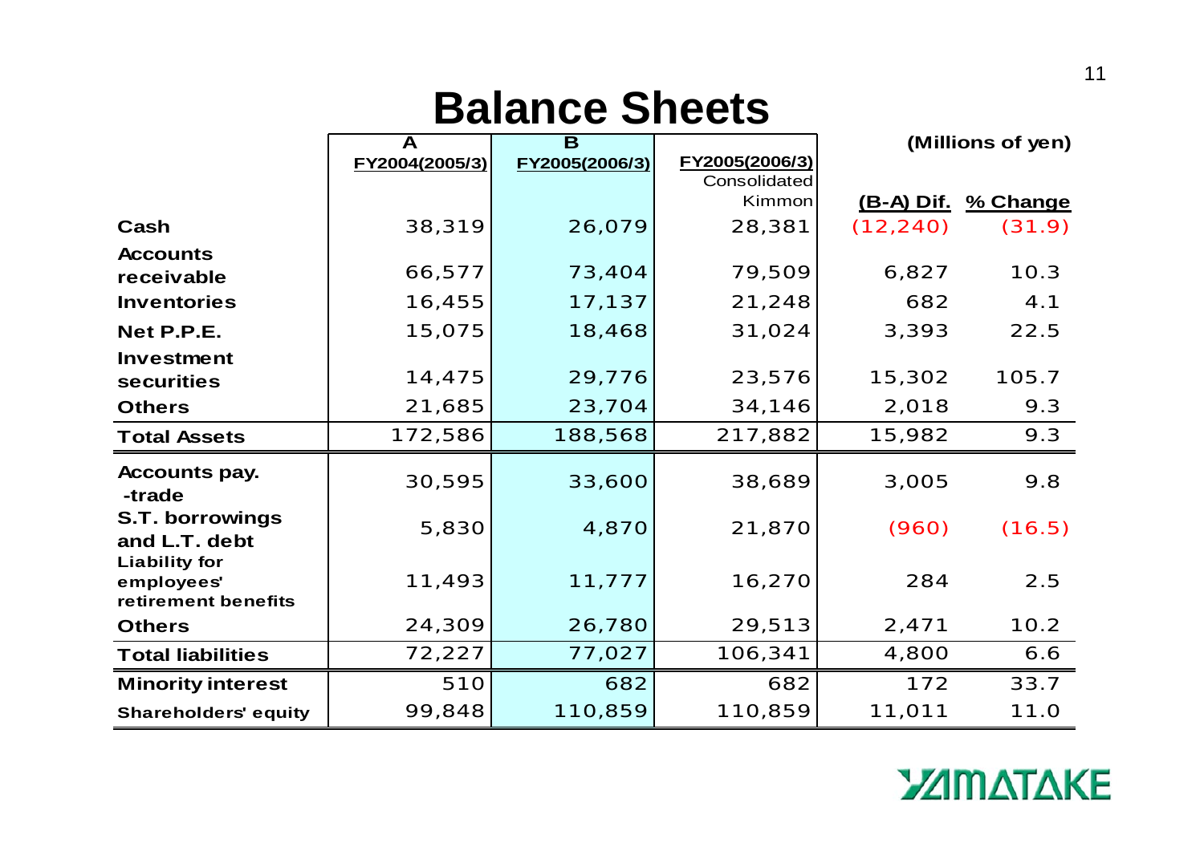# Balance Sheets

(Millions of yen)

| | A<br>FY2004(2005/3) | B<br>FY2005(2006/3) | FY2005(2006/3)<br>Consolidated Kimmon | (B-A) Dif. | % Change |
|---|---|---|---|---|---|
| Cash | 38,319 | 26,079 | 28,381 | (12,240) | (31.9) |
| Accounts receivable | 66,577 | 73,404 | 79,509 | 6,827 | 10.3 |
| Inventories | 16,455 | 17,137 | 21,248 | 682 | 4.1 |
| Net P.P.E. | 15,075 | 18,468 | 31,024 | 3,393 | 22.5 |
| Investment securities | 14,475 | 29,776 | 23,576 | 15,302 | 105.7 |
| Others | 21,685 | 23,704 | 34,146 | 2,018 | 9.3 |
| **Total Assets** | 172,586 | 188,568 | 217,882 | 15,982 | 9.3 |
| Accounts pay. -trade | 30,595 | 33,600 | 38,689 | 3,005 | 9.8 |
| S.T. borrowings and L.T. debt | 5,830 | 4,870 | 21,870 | (960) | (16.5) |
| Liability for employees' retirement benefits | 11,493 | 11,777 | 16,270 | 284 | 2.5 |
| Others | 24,309 | 26,780 | 29,513 | 2,471 | 10.2 |
| **Total liabilities** | 72,227 | 77,027 | 106,341 | 4,800 | 6.6 |
| **Minority interest** | 510 | 682 | 682 | 172 | 33.7 |
| **Shareholders' equity** | 99,848 | 110,859 | 110,859 | 11,011 | 11.0 |

YAMATAKE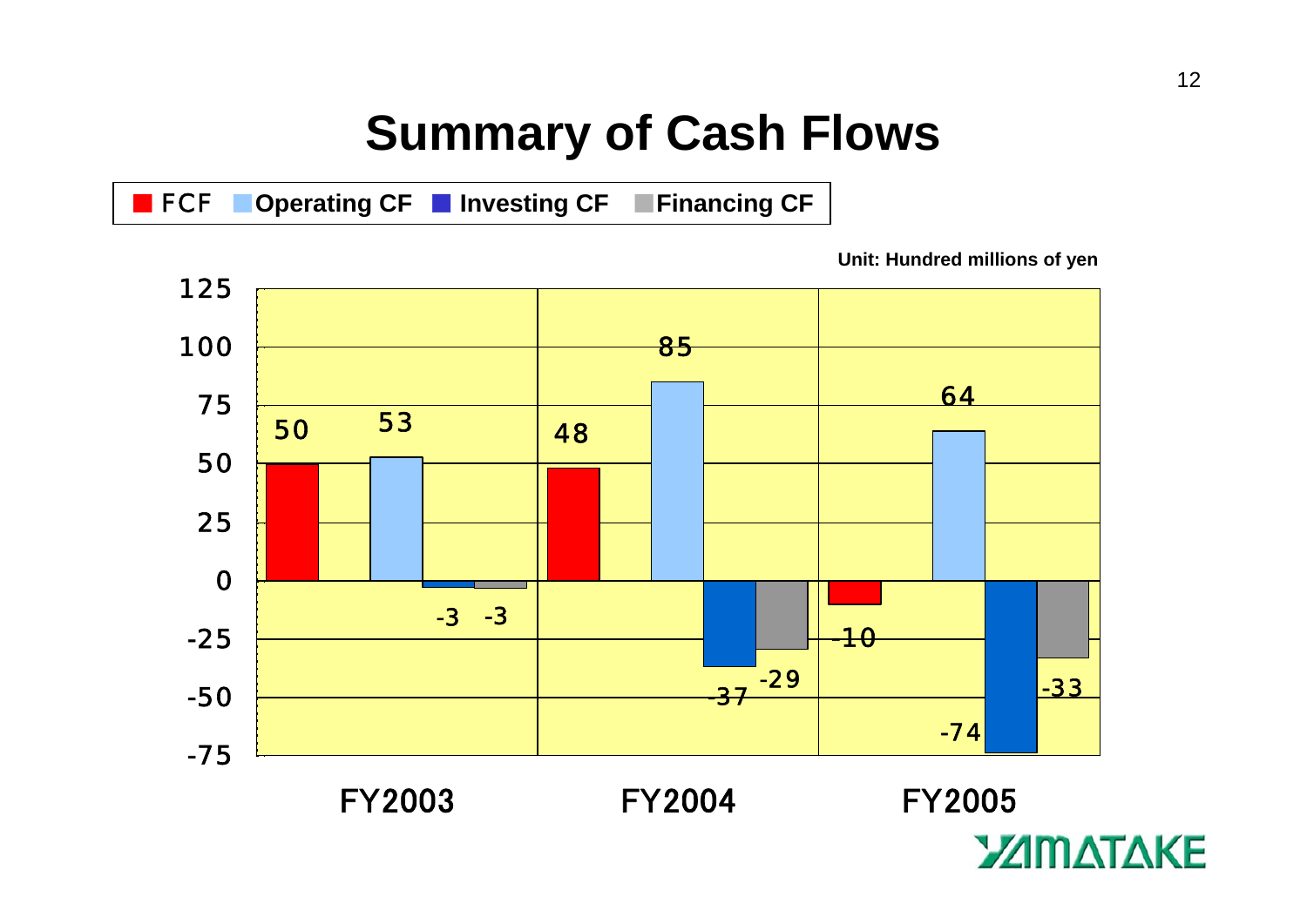# Summary of Cash Flows

Unit: Hundred millions of yen

| | FCF | Operating CF | Investing CF | Financing CF |
|---|---|---|---|---|
| FY2003 | 50 | 53 | -3 | -3 |
| FY2004 | 48 | 85 | -37 | -29 |
| FY2005 | -10 | 64 | -74 | -33 |

YAMATAKE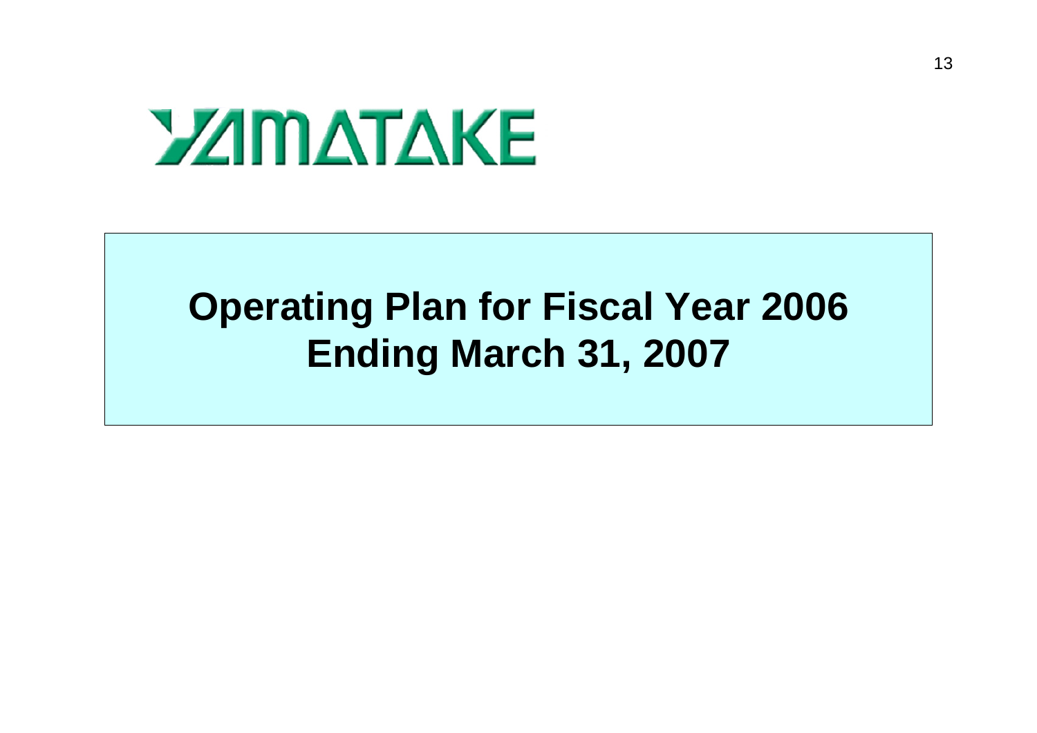YAMATAKE

# Operating Plan for Fiscal Year 2006
# Ending March 31, 2007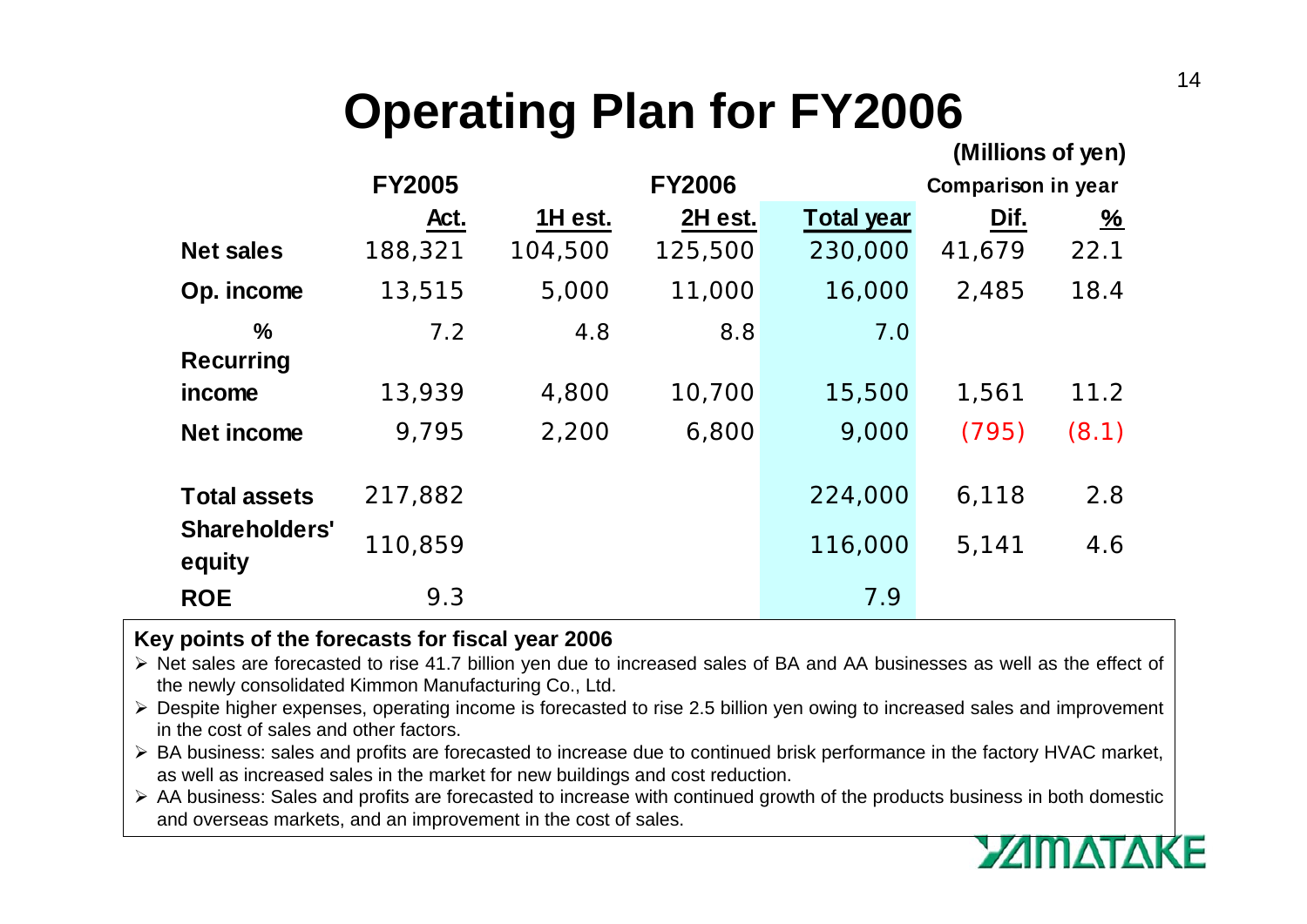# Operating Plan for FY2006

(Millions of yen)

| | FY2005 | FY2006 | | | Comparison in year | |
|---|---|---|---|---|---|---|
| | Act. | 1H est. | 2H est. | Total year | Dif. | % |
| Net sales | 188,321 | 104,500 | 125,500 | 230,000 | 41,679 | 22.1 |
| Op. income | 13,515 | 5,000 | 11,000 | 16,000 | 2,485 | 18.4 |
| % | 7.2 | 4.8 | 8.8 | 7.0 | | |
| Recurring income | 13,939 | 4,800 | 10,700 | 15,500 | 1,561 | 11.2 |
| Net income | 9,795 | 2,200 | 6,800 | 9,000 | (795) | (8.1) |
| Total assets | 217,882 | | | 224,000 | 6,118 | 2.8 |
| Shareholders' equity | 110,859 | | | 116,000 | 5,141 | 4.6 |
| ROE | 9.3 | | | 7.9 | | |

**Key points of the forecasts for fiscal year 2006**

- Net sales are forecasted to rise 41.7 billion yen due to increased sales of BA and AA businesses as well as the effect of the newly consolidated Kimmon Manufacturing Co., Ltd.
- Despite higher expenses, operating income is forecasted to rise 2.5 billion yen owing to increased sales and improvement in the cost of sales and other factors.
- BA business: sales and profits are forecasted to increase due to continued brisk performance in the factory HVAC market, as well as increased sales in the market for new buildings and cost reduction.
- AA business: Sales and profits are forecasted to increase with continued growth of the products business in both domestic and overseas markets, and an improvement in the cost of sales.

YAMATAKE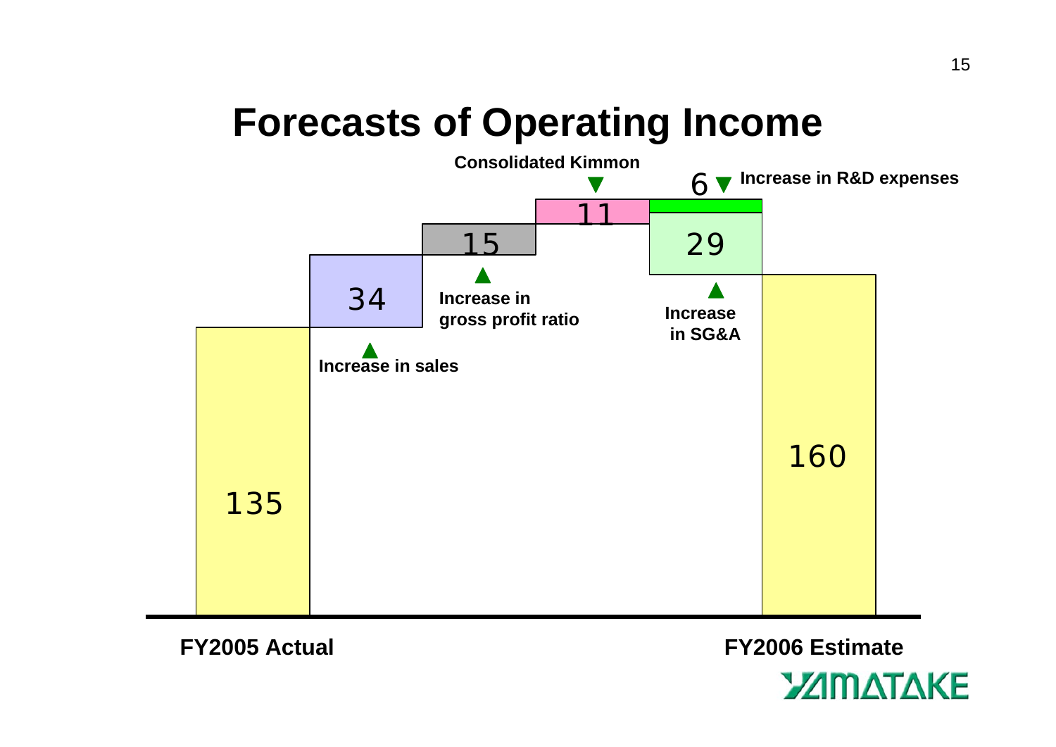# Forecasts of Operating Income

| Item | Value |
| --- | --- |
| FY2005 Actual | 135 |
| ▲ Increase in sales | 34 |
| ▲ Increase in gross profit ratio | 15 |
| ▼ Consolidated Kimmon | 11 |
| ▲ Increase in SG&A | 29 |
| ▼ Increase in R&D expenses | 6 |
| FY2006 Estimate | 160 |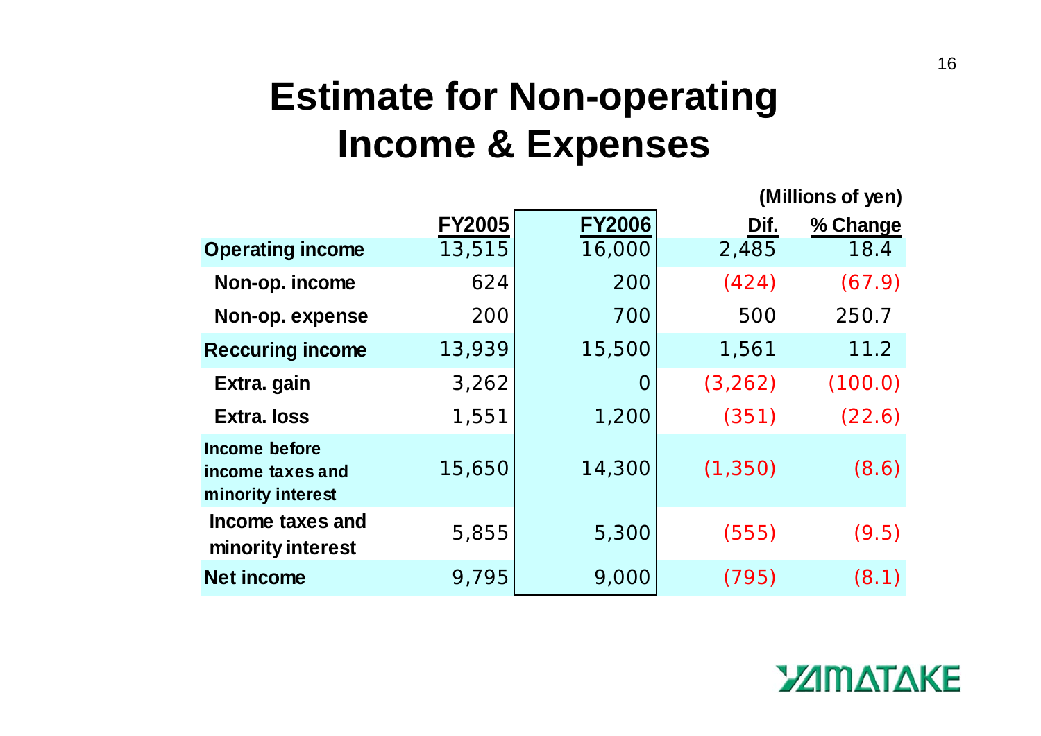# Estimate for Non-operating Income & Expenses

(Millions of yen)

| | FY2005 | FY2006 | Dif. | % Change |
|---|---|---|---|---|
| **Operating income** | 13,515 | 16,000 | 2,485 | 18.4 |
| **Non-op. income** | 624 | 200 | (424) | (67.9) |
| **Non-op. expense** | 200 | 700 | 500 | 250.7 |
| **Reccuring income** | 13,939 | 15,500 | 1,561 | 11.2 |
| **Extra. gain** | 3,262 | 0 | (3,262) | (100.0) |
| **Extra. loss** | 1,551 | 1,200 | (351) | (22.6) |
| **Income before income taxes and minority interest** | 15,650 | 14,300 | (1,350) | (8.6) |
| **Income taxes and minority interest** | 5,855 | 5,300 | (555) | (9.5) |
| **Net income** | 9,795 | 9,000 | (795) | (8.1) |

YAMATAKE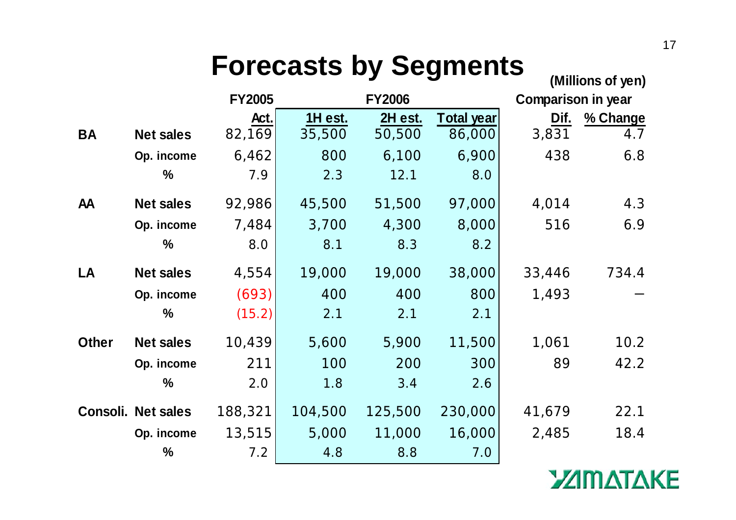# Forecasts by Segments

(Millions of yen)

| | | FY2005 | FY2006 | | | Comparison in year | |
|---|---|---|---|---|---|---|---|
| | | Act. | 1H est. | 2H est. | Total year | Dif. | % Change |
| BA | Net sales | 82,169 | 35,500 | 50,500 | 86,000 | 3,831 | 4.7 |
| | Op. income | 6,462 | 800 | 6,100 | 6,900 | 438 | 6.8 |
| | % | 7.9 | 2.3 | 12.1 | 8.0 | | |
| AA | Net sales | 92,986 | 45,500 | 51,500 | 97,000 | 4,014 | 4.3 |
| | Op. income | 7,484 | 3,700 | 4,300 | 8,000 | 516 | 6.9 |
| | % | 8.0 | 8.1 | 8.3 | 8.2 | | |
| LA | Net sales | 4,554 | 19,000 | 19,000 | 38,000 | 33,446 | 734.4 |
| | Op. income | (693) | 400 | 400 | 800 | 1,493 | ― |
| | % | (15.2) | 2.1 | 2.1 | 2.1 | | |
| Other | Net sales | 10,439 | 5,600 | 5,900 | 11,500 | 1,061 | 10.2 |
| | Op. income | 211 | 100 | 200 | 300 | 89 | 42.2 |
| | % | 2.0 | 1.8 | 3.4 | 2.6 | | |
| Consoli. | Net sales | 188,321 | 104,500 | 125,500 | 230,000 | 41,679 | 22.1 |
| | Op. income | 13,515 | 5,000 | 11,000 | 16,000 | 2,485 | 18.4 |
| | % | 7.2 | 4.8 | 8.8 | 7.0 | | |

YAMATAKE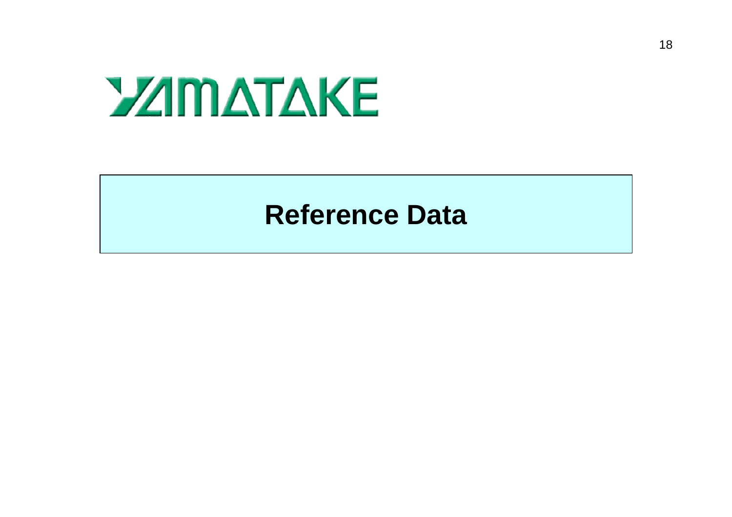YAMATAKE

# Reference Data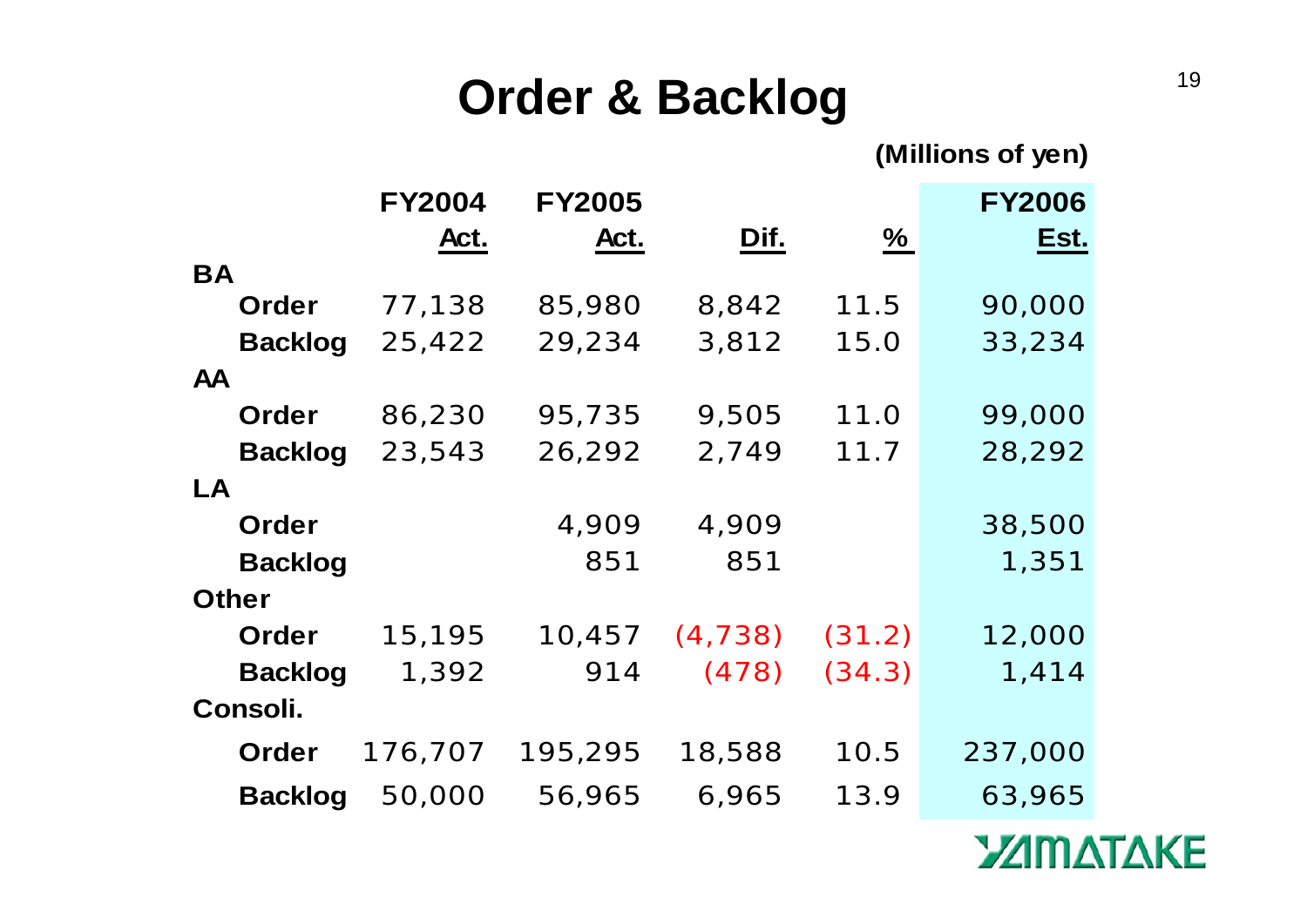# Order & Backlog

(Millions of yen)

| | FY2004 Act. | FY2005 Act. | Dif. | % | FY2006 Est. |
|---|---|---|---|---|---|
| **BA** | | | | | |
| **Order** | 77,138 | 85,980 | 8,842 | 11.5 | 90,000 |
| **Backlog** | 25,422 | 29,234 | 3,812 | 15.0 | 33,234 |
| **AA** | | | | | |
| **Order** | 86,230 | 95,735 | 9,505 | 11.0 | 99,000 |
| **Backlog** | 23,543 | 26,292 | 2,749 | 11.7 | 28,292 |
| **LA** | | | | | |
| **Order** | | 4,909 | 4,909 | | 38,500 |
| **Backlog** | | 851 | 851 | | 1,351 |
| **Other** | | | | | |
| **Order** | 15,195 | 10,457 | (4,738) | (31.2) | 12,000 |
| **Backlog** | 1,392 | 914 | (478) | (34.3) | 1,414 |
| **Consoli.** | | | | | |
| **Order** | 176,707 | 195,295 | 18,588 | 10.5 | 237,000 |
| **Backlog** | 50,000 | 56,965 | 6,965 | 13.9 | 63,965 |

YAMATAKE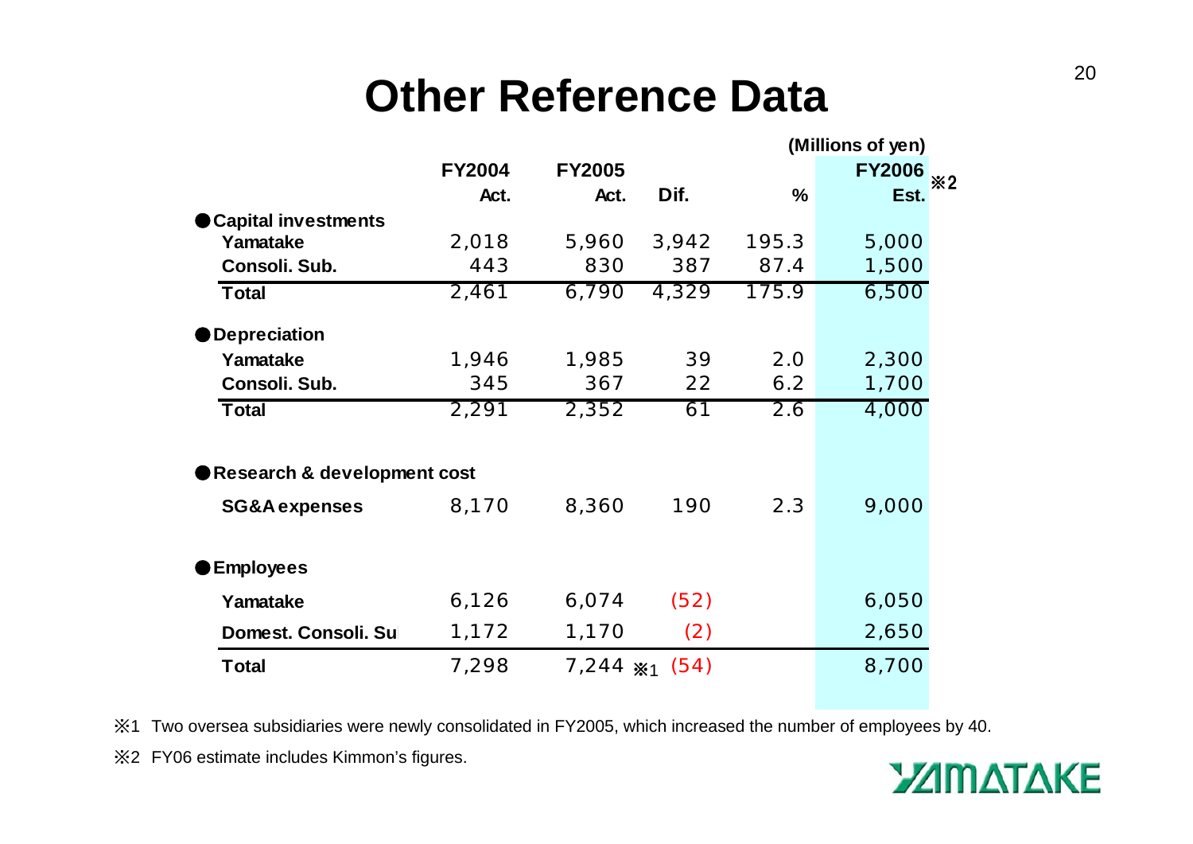# Other Reference Data

(Millions of yen)

| | FY2004 Act. | FY2005 Act. | Dif. | % | FY2006 Est. ※2 |
|---|---|---|---|---|---|
| ● **Capital investments** | | | | | |
| **Yamatake** | 2,018 | 5,960 | 3,942 | 195.3 | 5,000 |
| **Consoli. Sub.** | 443 | 830 | 387 | 87.4 | 1,500 |
| **Total** | 2,461 | 6,790 | 4,329 | 175.9 | 6,500 |
| ● **Depreciation** | | | | | |
| **Yamatake** | 1,946 | 1,985 | 39 | 2.0 | 2,300 |
| **Consoli. Sub.** | 345 | 367 | 22 | 6.2 | 1,700 |
| **Total** | 2,291 | 2,352 | 61 | 2.6 | 4,000 |
| ● **Research & development cost** | | | | | |
| **SG&A expenses** | 8,170 | 8,360 | 190 | 2.3 | 9,000 |
| ● **Employees** | | | | | |
| **Yamatake** | 6,126 | 6,074 | (52) | | 6,050 |
| **Domest. Consoli. Su** | 1,172 | 1,170 | (2) | | 2,650 |
| **Total** | 7,298 | 7,244 ※1 | (54) | | 8,700 |

※1 Two oversea subsidiaries were newly consolidated in FY2005, which increased the number of employees by 40.

※2 FY06 estimate includes Kimmon's figures.

YAMATAKE